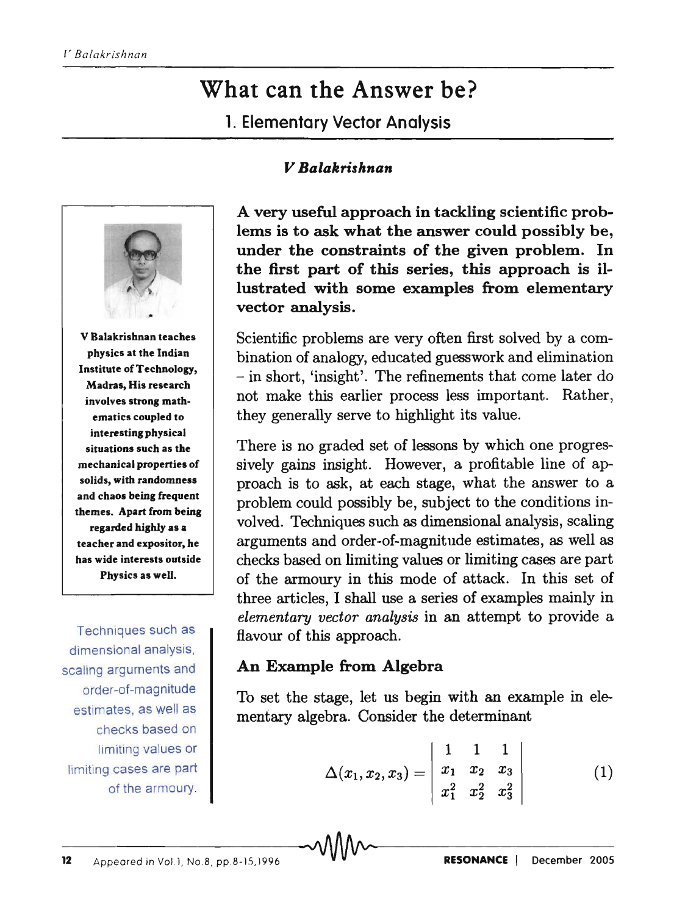# What can the Answer be?

## 1. Elementary Vector Analysis

***V Balakrishnan***

**A very useful approach in tackling scientific problems is to ask what the answer could possibly be, under the constraints of the given problem. In the first part of this series, this approach is illustrated with some examples from elementary vector analysis.**

**V Balakrishnan teaches physics at the Indian Institute of Technology, Madras. His research involves strong mathematics coupled to interesting physical situations such as the mechanical properties of solids, with randomness and chaos being frequent themes. Apart from being regarded highly as a teacher and expositor, he has wide interests outside Physics as well.**

Scientific problems are very often first solved by a combination of analogy, educated guesswork and elimination – in short, 'insight'. The refinements that come later do not make this earlier process less important. Rather, they generally serve to highlight its value.

There is no graded set of lessons by which one progressively gains insight. However, a profitable line of approach is to ask, at each stage, what the answer to a problem could possibly be, subject to the conditions involved. Techniques such as dimensional analysis, scaling arguments and order-of-magnitude estimates, as well as checks based on limiting values or limiting cases are part of the armoury in this mode of attack. In this set of three articles, I shall use a series of examples mainly in *elementary vector analysis* in an attempt to provide a flavour of this approach.

Techniques such as dimensional analysis, scaling arguments and order-of-magnitude estimates, as well as checks based on limiting values or limiting cases are part of the armoury.

### An Example from Algebra

To set the stage, let us begin with an example in elementary algebra. Consider the determinant

$$\Delta(x_1, x_2, x_3) = \begin{vmatrix} 1 & 1 & 1 \\ x_1 & x_2 & x_3 \\ x_1^2 & x_2^2 & x_3^2 \end{vmatrix} \tag{1}$$

Appeared in Vol.1, No.8, pp.8-15,1996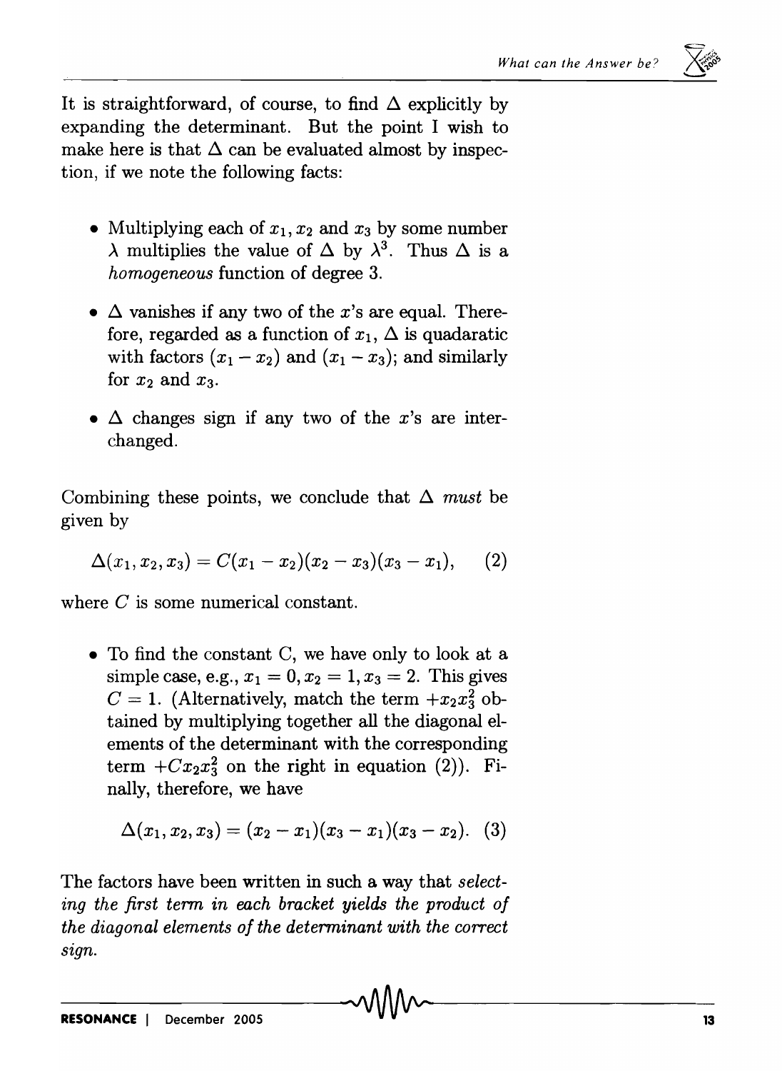It is straightforward, of course, to find $\Delta$ explicitly by expanding the determinant. But the point I wish to make here is that $\Delta$ can be evaluated almost by inspection, if we note the following facts:

- Multiplying each of $x_1, x_2$ and $x_3$ by some number $\lambda$ multiplies the value of $\Delta$ by $\lambda^3$. Thus $\Delta$ is a *homogeneous* function of degree 3.
- $\Delta$ vanishes if any two of the $x$'s are equal. Therefore, regarded as a function of $x_1$, $\Delta$ is quadaratic with factors $(x_1 - x_2)$ and $(x_1 - x_3)$; and similarly for $x_2$ and $x_3$.
- $\Delta$ changes sign if any two of the $x$'s are interchanged.

Combining these points, we conclude that $\Delta$ *must* be given by

$$\Delta(x_1, x_2, x_3) = C(x_1 - x_2)(x_2 - x_3)(x_3 - x_1), \qquad (2)$$

where $C$ is some numerical constant.

- To find the constant C, we have only to look at a simple case, e.g., $x_1 = 0, x_2 = 1, x_3 = 2$. This gives $C = 1$. (Alternatively, match the term $+x_2 x_3^2$ obtained by multiplying together all the diagonal elements of the determinant with the corresponding term $+Cx_2 x_3^2$ on the right in equation (2)). Finally, therefore, we have

$$\Delta(x_1, x_2, x_3) = (x_2 - x_1)(x_3 - x_1)(x_3 - x_2). \quad (3)$$

The factors have been written in such a way that *selecting the first term in each bracket yields the product of the diagonal elements of the determinant with the correct sign.*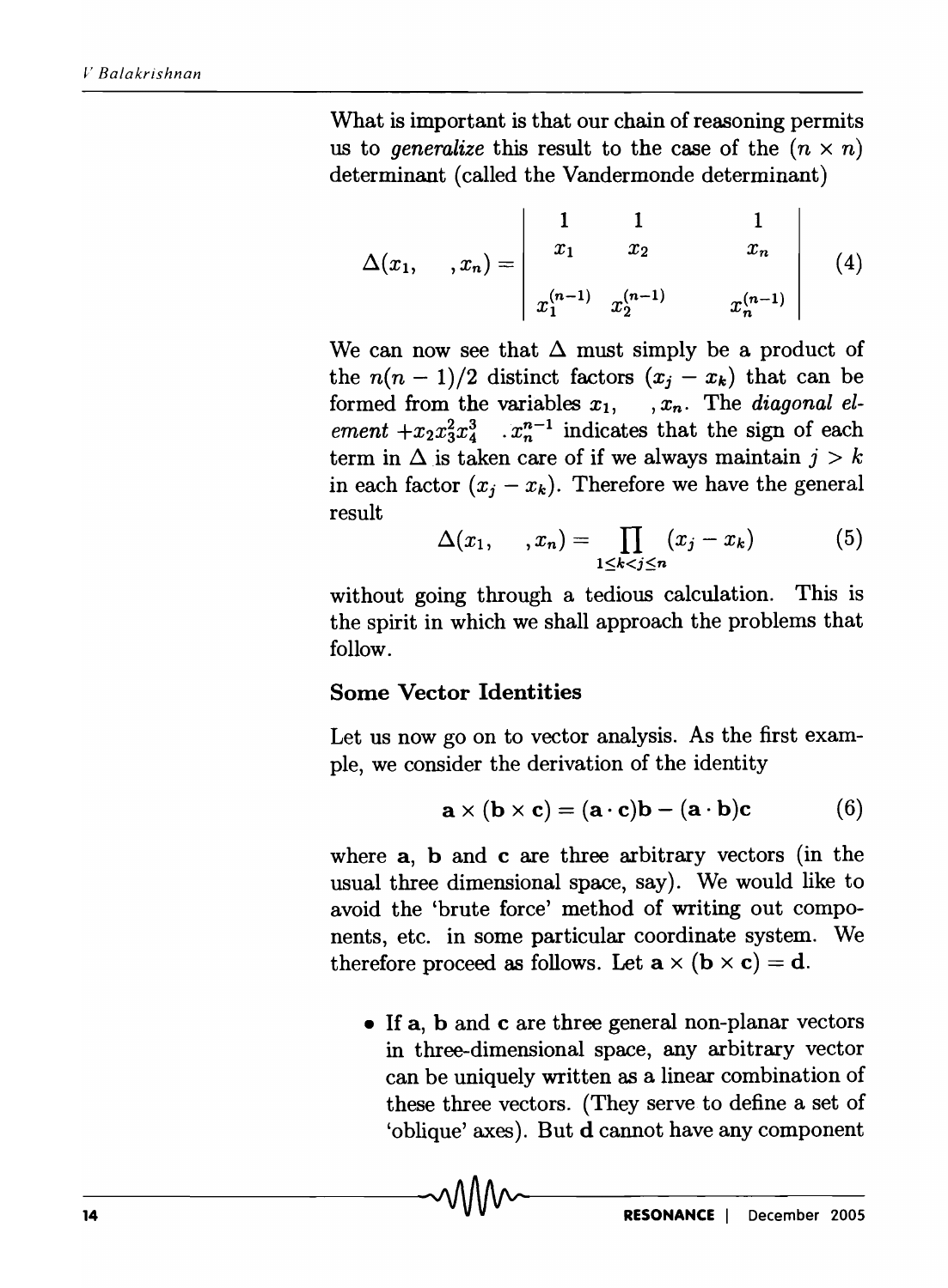What is important is that our chain of reasoning permits us to *generalize* this result to the case of the $(n \times n)$ determinant (called the Vandermonde determinant)

$$\Delta(x_1, \quad , x_n) = \begin{vmatrix} 1 & 1 & & 1 \\ x_1 & x_2 & & x_n \\ & & & \\ x_1^{(n-1)} & x_2^{(n-1)} & & x_n^{(n-1)} \end{vmatrix} \tag{4}$$

We can now see that $\Delta$ must simply be a product of the $n(n-1)/2$ distinct factors $(x_j - x_k)$ that can be formed from the variables $x_1, \quad , x_n$. The *diagonal element* $+x_2 x_3^2 x_4^3 \quad . x_n^{n-1}$ indicates that the sign of each term in $\Delta$ is taken care of if we always maintain $j > k$ in each factor $(x_j - x_k)$. Therefore we have the general result

$$\Delta(x_1, \quad , x_n) = \prod_{1 \leq k < j \leq n} (x_j - x_k) \tag{5}$$

without going through a tedious calculation. This is the spirit in which we shall approach the problems that follow.

### Some Vector Identities

Let us now go on to vector analysis. As the first example, we consider the derivation of the identity

$$\mathbf{a} \times (\mathbf{b} \times \mathbf{c}) = (\mathbf{a} \cdot \mathbf{c})\mathbf{b} - (\mathbf{a} \cdot \mathbf{b})\mathbf{c} \tag{6}$$

where $\mathbf{a}$, $\mathbf{b}$ and $\mathbf{c}$ are three arbitrary vectors (in the usual three dimensional space, say). We would like to avoid the 'brute force' method of writing out components, etc. in some particular coordinate system. We therefore proceed as follows. Let $\mathbf{a} \times (\mathbf{b} \times \mathbf{c}) = \mathbf{d}$.

- If $\mathbf{a}$, $\mathbf{b}$ and $\mathbf{c}$ are three general non-planar vectors in three-dimensional space, any arbitrary vector can be uniquely written as a linear combination of these three vectors. (They serve to define a set of 'oblique' axes). But $\mathbf{d}$ cannot have any component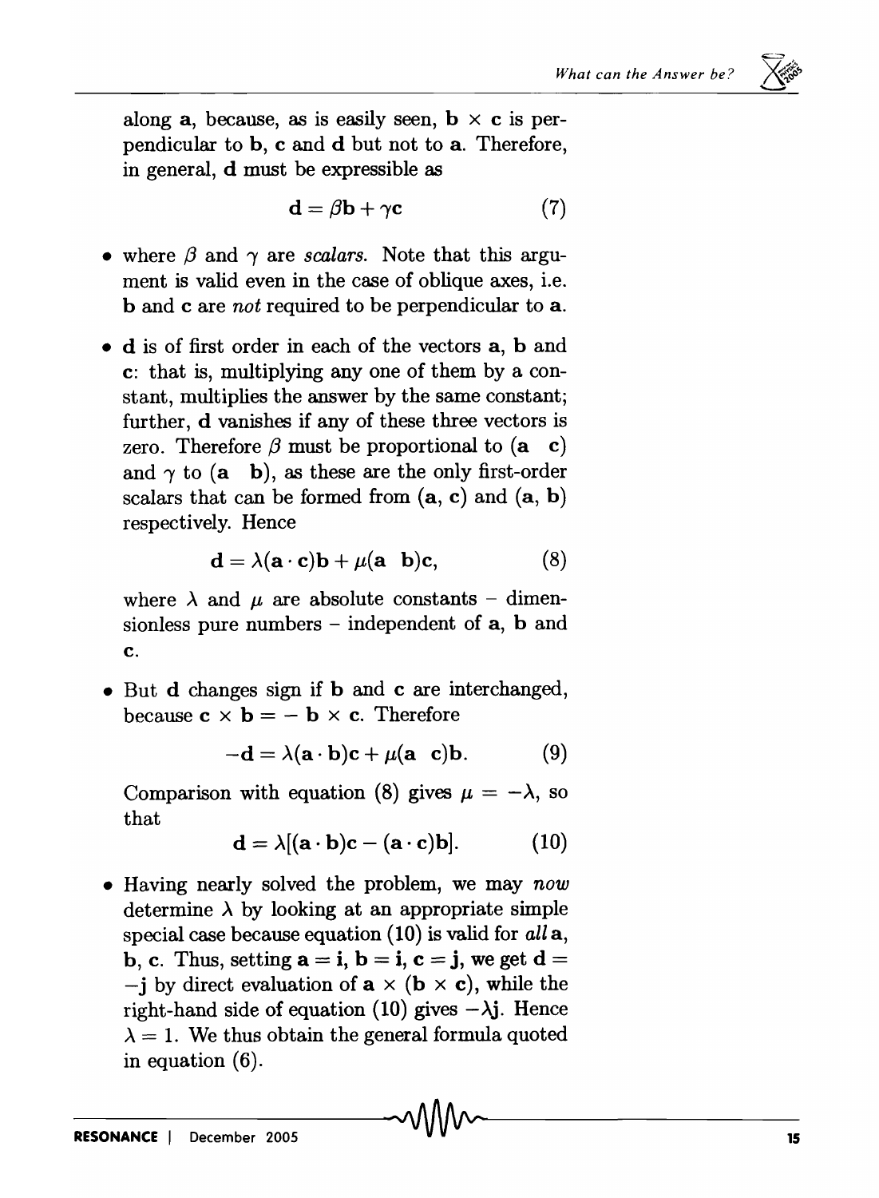along **a**, because, as is easily seen, $\mathbf{b} \times \mathbf{c}$ is perpendicular to **b**, **c** and **d** but not to **a**. Therefore, in general, **d** must be expressible as

$$\mathbf{d} = \beta \mathbf{b} + \gamma \mathbf{c} \tag{7}$$

- where $\beta$ and $\gamma$ are *scalars*. Note that this argument is valid even in the case of oblique axes, i.e. **b** and **c** are *not* required to be perpendicular to **a**.

- **d** is of first order in each of the vectors **a**, **b** and **c**: that is, multiplying any one of them by a constant, multiplies the answer by the same constant; further, **d** vanishes if any of these three vectors is zero. Therefore $\beta$ must be proportional to $(\mathbf{a} \quad \mathbf{c})$ and $\gamma$ to $(\mathbf{a} \quad \mathbf{b})$, as these are the only first-order scalars that can be formed from $(\mathbf{a}, \mathbf{c})$ and $(\mathbf{a}, \mathbf{b})$ respectively. Hence

$$\mathbf{d} = \lambda(\mathbf{a} \cdot \mathbf{c})\mathbf{b} + \mu(\mathbf{a} \quad \mathbf{b})\mathbf{c}, \tag{8}$$

where $\lambda$ and $\mu$ are absolute constants – dimensionless pure numbers – independent of **a**, **b** and **c**.

- But **d** changes sign if **b** and **c** are interchanged, because $\mathbf{c} \times \mathbf{b} = -\, \mathbf{b} \times \mathbf{c}$. Therefore

$$-\mathbf{d} = \lambda(\mathbf{a} \cdot \mathbf{b})\mathbf{c} + \mu(\mathbf{a} \quad \mathbf{c})\mathbf{b}. \tag{9}$$

Comparison with equation (8) gives $\mu = -\lambda$, so that

$$\mathbf{d} = \lambda[(\mathbf{a} \cdot \mathbf{b})\mathbf{c} - (\mathbf{a} \cdot \mathbf{c})\mathbf{b}]. \tag{10}$$

- Having nearly solved the problem, we may *now* determine $\lambda$ by looking at an appropriate simple special case because equation (10) is valid for *all* **a**, **b**, **c**. Thus, setting $\mathbf{a} = \mathbf{i}$, $\mathbf{b} = \mathbf{i}$, $\mathbf{c} = \mathbf{j}$, we get $\mathbf{d} = -\mathbf{j}$ by direct evaluation of $\mathbf{a} \times (\mathbf{b} \times \mathbf{c})$, while the right-hand side of equation (10) gives $-\lambda \mathbf{j}$. Hence $\lambda = 1$. We thus obtain the general formula quoted in equation (6).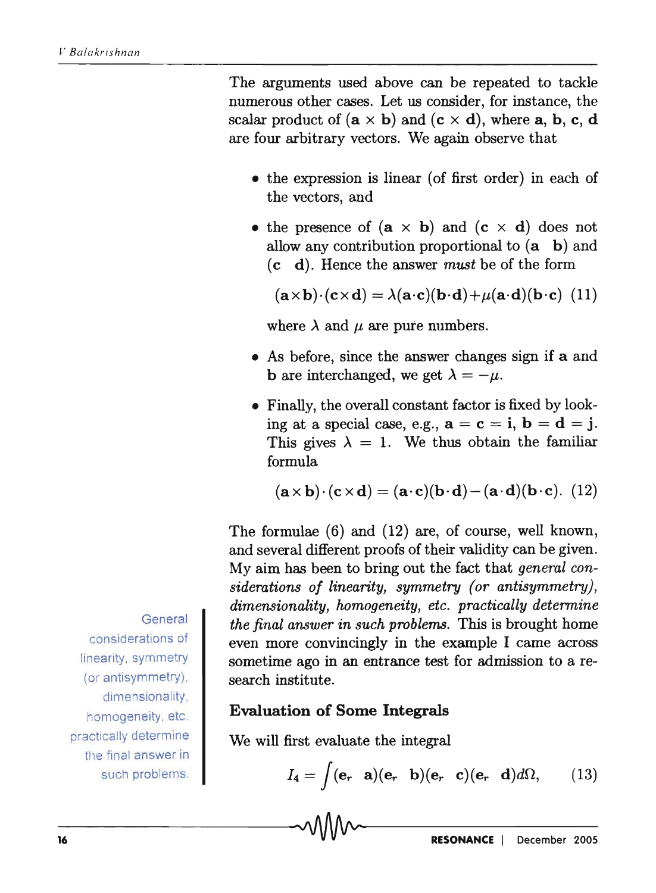The arguments used above can be repeated to tackle numerous other cases. Let us consider, for instance, the scalar product of $(\mathbf{a} \times \mathbf{b})$ and $(\mathbf{c} \times \mathbf{d})$, where $\mathbf{a}$, $\mathbf{b}$, $\mathbf{c}$, $\mathbf{d}$ are four arbitrary vectors. We again observe that

- the expression is linear (of first order) in each of the vectors, and
- the presence of $(\mathbf{a} \times \mathbf{b})$ and $(\mathbf{c} \times \mathbf{d})$ does not allow any contribution proportional to $(\mathbf{a} \cdot \mathbf{b})$ and $(\mathbf{c} \cdot \mathbf{d})$. Hence the answer *must* be of the form

$$(\mathbf{a}\times\mathbf{b})\cdot(\mathbf{c}\times\mathbf{d}) = \lambda(\mathbf{a}\cdot\mathbf{c})(\mathbf{b}\cdot\mathbf{d})+\mu(\mathbf{a}\cdot\mathbf{d})(\mathbf{b}\cdot\mathbf{c}) \quad (11)$$

where $\lambda$ and $\mu$ are pure numbers.

- As before, since the answer changes sign if $\mathbf{a}$ and $\mathbf{b}$ are interchanged, we get $\lambda = -\mu$.
- Finally, the overall constant factor is fixed by looking at a special case, e.g., $\mathbf{a} = \mathbf{c} = \mathbf{i}$, $\mathbf{b} = \mathbf{d} = \mathbf{j}$. This gives $\lambda = 1$. We thus obtain the familiar formula

$$(\mathbf{a}\times\mathbf{b})\cdot(\mathbf{c}\times\mathbf{d}) = (\mathbf{a}\cdot\mathbf{c})(\mathbf{b}\cdot\mathbf{d})-(\mathbf{a}\cdot\mathbf{d})(\mathbf{b}\cdot\mathbf{c}). \quad (12)$$

The formulae (6) and (12) are, of course, well known, and several different proofs of their validity can be given. My aim has been to bring out the fact that *general considerations of linearity, symmetry (or antisymmetry), dimensionality, homogeneity, etc. practically determine the final answer in such problems.* This is brought home even more convincingly in the example I came across sometime ago in an entrance test for admission to a research institute.

General considerations of linearity, symmetry (or antisymmetry), dimensionality, homogeneity, etc. practically determine the final answer in such problems.

## Evaluation of Some Integrals

We will first evaluate the integral

$$I_4 = \int (\mathbf{e}_r \cdot \mathbf{a})(\mathbf{e}_r \cdot \mathbf{b})(\mathbf{e}_r \cdot \mathbf{c})(\mathbf{e}_r \cdot \mathbf{d})\,d\Omega, \quad (13)$$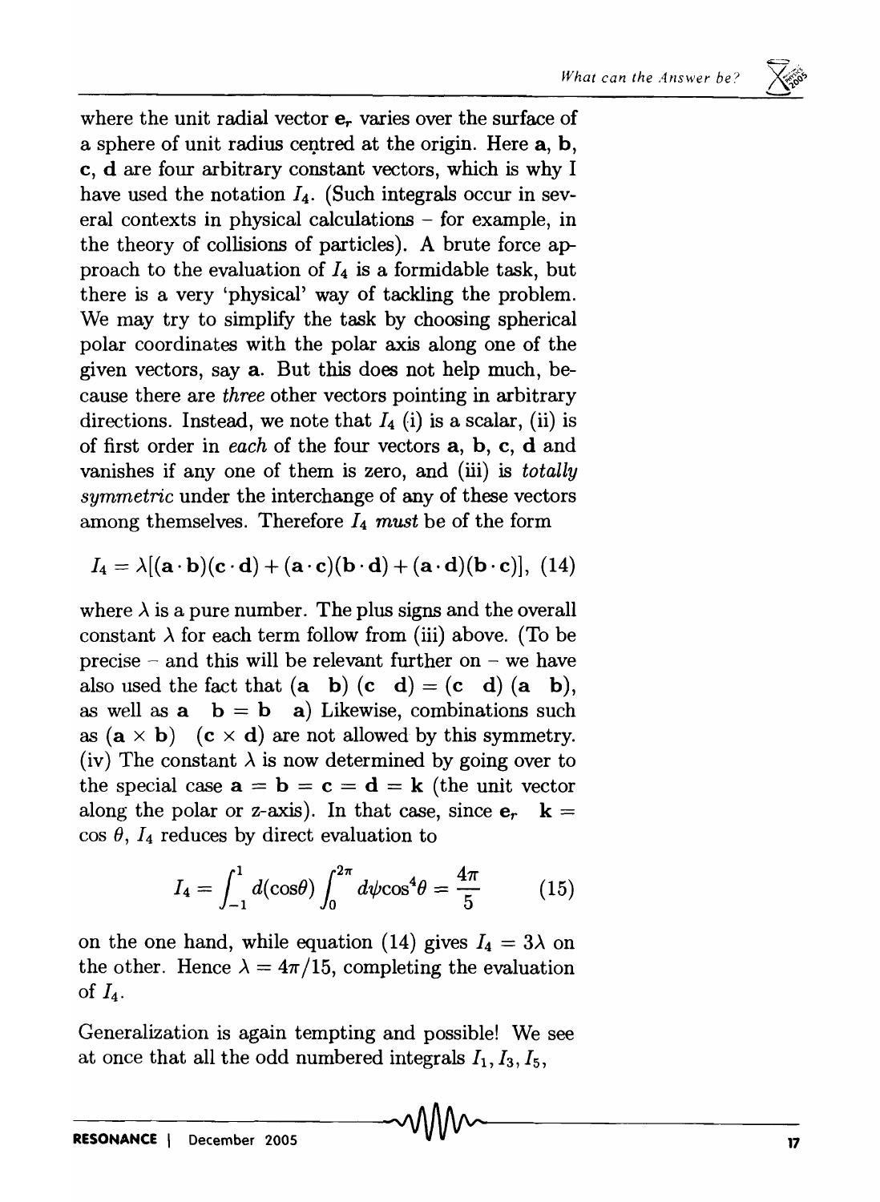where the unit radial vector $\mathbf{e}_r$ varies over the surface of a sphere of unit radius centred at the origin. Here $\mathbf{a}$, $\mathbf{b}$, $\mathbf{c}$, $\mathbf{d}$ are four arbitrary constant vectors, which is why I have used the notation $I_4$. (Such integrals occur in several contexts in physical calculations – for example, in the theory of collisions of particles). A brute force approach to the evaluation of $I_4$ is a formidable task, but there is a very 'physical' way of tackling the problem. We may try to simplify the task by choosing spherical polar coordinates with the polar axis along one of the given vectors, say $\mathbf{a}$. But this does not help much, because there are *three* other vectors pointing in arbitrary directions. Instead, we note that $I_4$ (i) is a scalar, (ii) is of first order in *each* of the four vectors $\mathbf{a}$, $\mathbf{b}$, $\mathbf{c}$, $\mathbf{d}$ and vanishes if any one of them is zero, and (iii) is *totally symmetric* under the interchange of any of these vectors among themselves. Therefore $I_4$ *must* be of the form

$$I_4 = \lambda[(\mathbf{a}\cdot\mathbf{b})(\mathbf{c}\cdot\mathbf{d}) + (\mathbf{a}\cdot\mathbf{c})(\mathbf{b}\cdot\mathbf{d}) + (\mathbf{a}\cdot\mathbf{d})(\mathbf{b}\cdot\mathbf{c})], \quad (14)$$

where $\lambda$ is a pure number. The plus signs and the overall constant $\lambda$ for each term follow from (iii) above. (To be precise – and this will be relevant further on – we have also used the fact that $(\mathbf{a} \cdot \mathbf{b})(\mathbf{c} \cdot \mathbf{d}) = (\mathbf{c} \cdot \mathbf{d})(\mathbf{a} \cdot \mathbf{b})$, as well as $\mathbf{a} \cdot \mathbf{b} = \mathbf{b} \cdot \mathbf{a}$) Likewise, combinations such as $(\mathbf{a} \times \mathbf{b}) \cdot (\mathbf{c} \times \mathbf{d})$ are not allowed by this symmetry. (iv) The constant $\lambda$ is now determined by going over to the special case $\mathbf{a} = \mathbf{b} = \mathbf{c} = \mathbf{d} = \mathbf{k}$ (the unit vector along the polar or z-axis). In that case, since $\mathbf{e}_r \cdot \mathbf{k} = \cos\theta$, $I_4$ reduces by direct evaluation to

$$I_4 = \int_{-1}^{1} d(\cos\theta) \int_0^{2\pi} d\psi \cos^4\theta = \frac{4\pi}{5} \quad (15)$$

on the one hand, while equation (14) gives $I_4 = 3\lambda$ on the other. Hence $\lambda = 4\pi/15$, completing the evaluation of $I_4$.

Generalization is again tempting and possible! We see at once that all the odd numbered integrals $I_1, I_3, I_5,$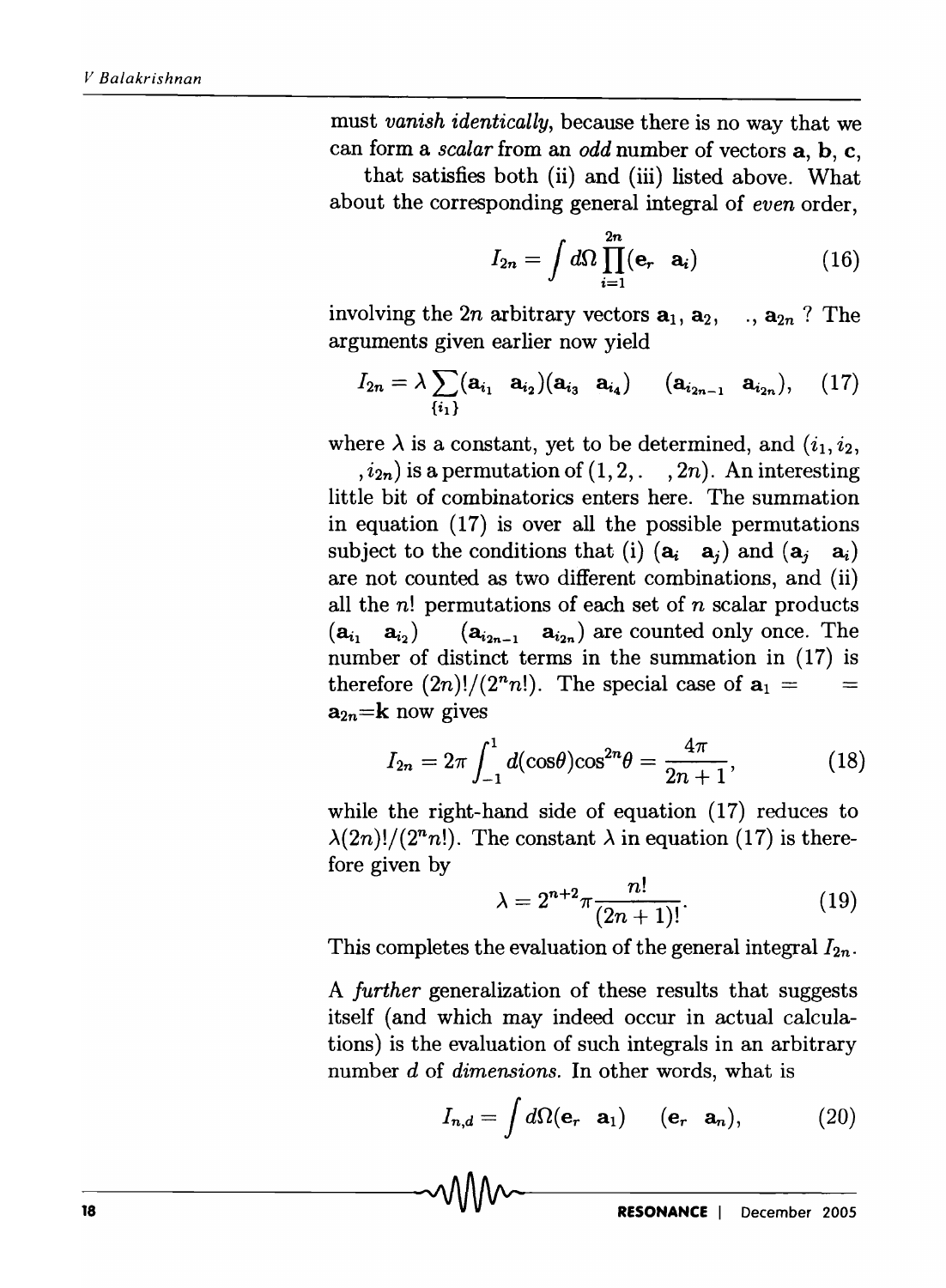must *vanish identically*, because there is no way that we can form a *scalar* from an *odd* number of vectors **a**, **b**, **c**, that satisfies both (ii) and (iii) listed above. What about the corresponding general integral of *even* order,

$$I_{2n} = \int d\Omega \prod_{i=1}^{2n} (\mathbf{e}_r \cdot \mathbf{a}_i) \tag{16}$$

involving the $2n$ arbitrary vectors $\mathbf{a}_1, \mathbf{a}_2, \ldots, \mathbf{a}_{2n}$ ? The arguments given earlier now yield

$$I_{2n} = \lambda \sum_{\{i_1\}} (\mathbf{a}_{i_1} \cdot \mathbf{a}_{i_2})(\mathbf{a}_{i_3} \cdot \mathbf{a}_{i_4}) \cdots (\mathbf{a}_{i_{2n-1}} \cdot \mathbf{a}_{i_{2n}}), \tag{17}$$

where $\lambda$ is a constant, yet to be determined, and $(i_1, i_2, \ldots, i_{2n})$ is a permutation of $(1, 2, \ldots, 2n)$. An interesting little bit of combinatorics enters here. The summation in equation (17) is over all the possible permutations subject to the conditions that (i) $(\mathbf{a}_i \cdot \mathbf{a}_j)$ and $(\mathbf{a}_j \cdot \mathbf{a}_i)$ are not counted as two different combinations, and (ii) all the $n!$ permutations of each set of $n$ scalar products $(\mathbf{a}_{i_1} \cdot \mathbf{a}_{i_2}) \cdots (\mathbf{a}_{i_{2n-1}} \cdot \mathbf{a}_{i_{2n}})$ are counted only once. The number of distinct terms in the summation in (17) is therefore $(2n)!/(2^n n!)$. The special case of $\mathbf{a}_1 = \cdots = \mathbf{a}_{2n} = \mathbf{k}$ now gives

$$I_{2n} = 2\pi \int_{-1}^{1} d(\cos\theta) \cos^{2n}\theta = \frac{4\pi}{2n+1}, \tag{18}$$

while the right-hand side of equation (17) reduces to $\lambda(2n)!/(2^n n!)$. The constant $\lambda$ in equation (17) is therefore given by

$$\lambda = 2^{n+2}\pi \frac{n!}{(2n+1)!}. \tag{19}$$

This completes the evaluation of the general integral $I_{2n}$.

A *further* generalization of these results that suggests itself (and which may indeed occur in actual calculations) is the evaluation of such integrals in an arbitrary number $d$ of *dimensions*. In other words, what is

$$I_{n,d} = \int d\Omega (\mathbf{e}_r \cdot \mathbf{a}_1) \cdots (\mathbf{e}_r \cdot \mathbf{a}_n), \tag{20}$$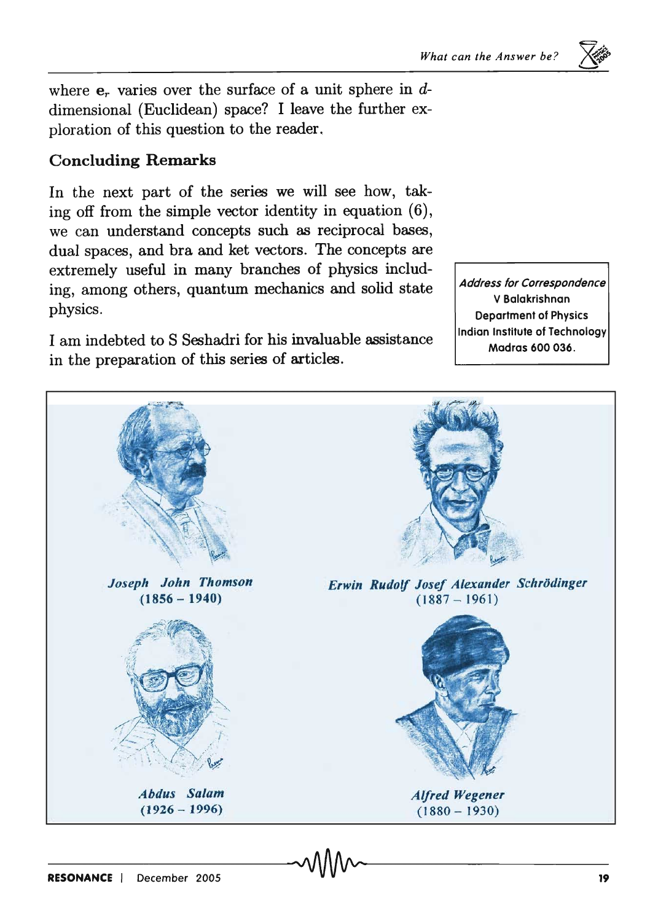where $\mathbf{e}_r$ varies over the surface of a unit sphere in $d$-dimensional (Euclidean) space? I leave the further exploration of this question to the reader.

## Concluding Remarks

In the next part of the series we will see how, taking off from the simple vector identity in equation (6), we can understand concepts such as reciprocal bases, dual spaces, and bra and ket vectors. The concepts are extremely useful in many branches of physics including, among others, quantum mechanics and solid state physics.

I am indebted to S Seshadri for his invaluable assistance in the preparation of this series of articles.

*Address for Correspondence*
V Balakrishnan
Department of Physics
Indian Institute of Technology
Madras 600 036.

*Joseph John Thomson*
(1856 – 1940)

*Erwin Rudolf Josef Alexander Schrödinger*
(1887 – 1961)

*Abdus Salam*
(1926 – 1996)

*Alfred Wegener*
(1880 – 1930)